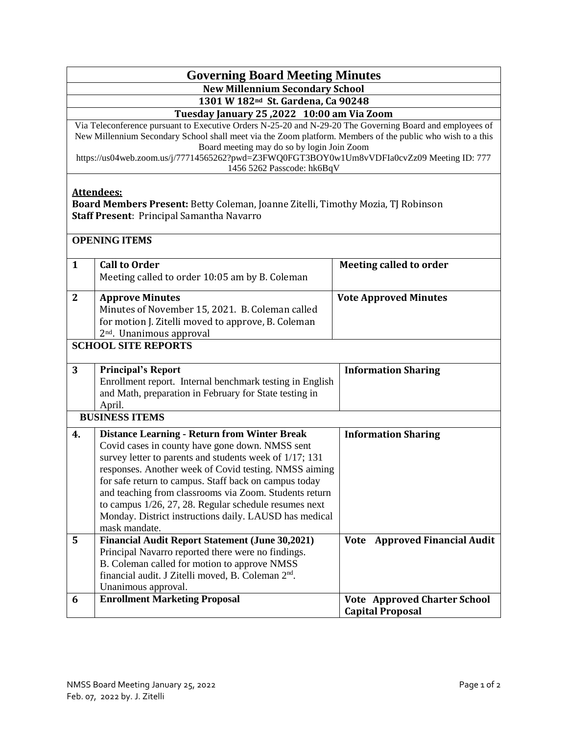# Governing Board Meeting Minutes

## New Millennium Secondary School

**1301 W 182nd St. Gardena, Ca 90248**

**Tuesday January 25 ,2022 10:00 am Via Zoom**

Via Teleconference pursuant to Executive Orders N-25-20 and N-29-20 The Governing Board and employees of New Millennium Secondary School shall meet via the Zoom platform. Members of the public who wish to a this Board meeting may do so by login Join Zoom
https://us04web.zoom.us/j/77714565262?pwd=Z3FWQ0FGT3BOY0w1Um8vVDFIa0cvZz09 Meeting ID: 777 1456 5262 Passcode: hk6BqV

**Attendees:**

**Board Members Present:** Betty Coleman, Joanne Zitelli, Timothy Mozia, TJ Robinson
**Staff Present**: Principal Samantha Navarro

### OPENING ITEMS

| # | Item | Action |
|---|---|---|
| 1 | **Call to Order**<br>Meeting called to order 10:05 am by B. Coleman | **Meeting called to order** |
| 2 | **Approve Minutes**<br>Minutes of November 15, 2021. B. Coleman called for motion J. Zitelli moved to approve, B. Coleman 2nd. Unanimous approval | **Vote Approved Minutes** |

### SCHOOL SITE REPORTS

| # | Item | Action |
|---|---|---|
| 3 | **Principal's Report**<br>Enrollment report. Internal benchmark testing in English and Math, preparation in February for State testing in April. | **Information Sharing** |

### BUSINESS ITEMS

| # | Item | Action |
|---|---|---|
| 4. | **Distance Learning - Return from Winter Break**<br>Covid cases in county have gone down. NMSS sent survey letter to parents and students week of 1/17; 131 responses. Another week of Covid testing. NMSS aiming for safe return to campus. Staff back on campus today and teaching from classrooms via Zoom. Students return to campus 1/26, 27, 28. Regular schedule resumes next Monday. District instructions daily. LAUSD has medical mask mandate. | **Information Sharing** |
| 5 | **Financial Audit Report Statement (June 30,2021)**<br>Principal Navarro reported there were no findings. B. Coleman called for motion to approve NMSS financial audit. J Zitelli moved, B. Coleman 2nd. Unanimous approval. | **Vote Approved Financial Audit** |
| 6 | **Enrollment Marketing Proposal** | **Vote Approved Charter School Capital Proposal** |

Feb. 07, 2022 by. J. Zitelli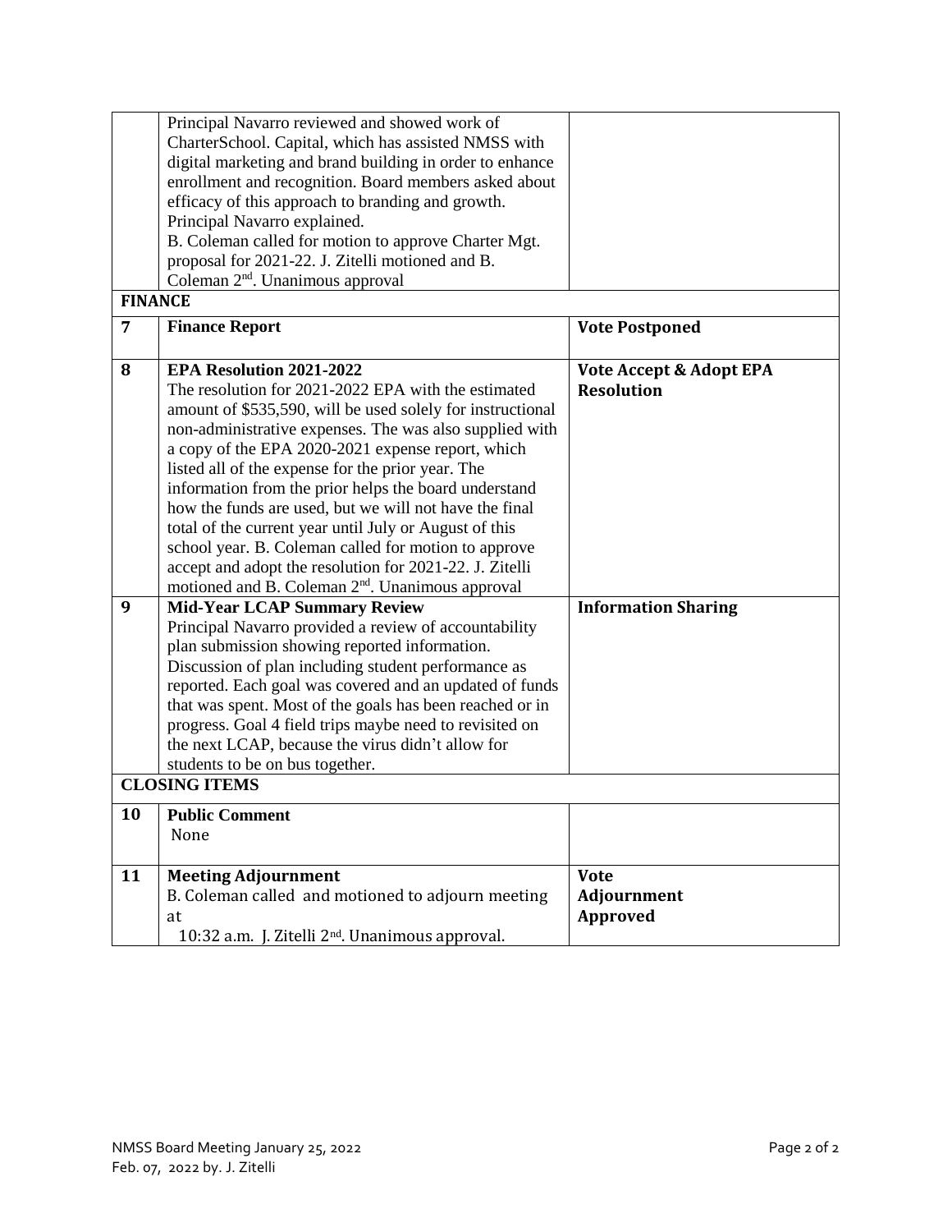| | | |
|---|---|---|
| | Principal Navarro reviewed and showed work of CharterSchool. Capital, which has assisted NMSS with digital marketing and brand building in order to enhance enrollment and recognition. Board members asked about efficacy of this approach to branding and growth. Principal Navarro explained.<br>B. Coleman called for motion to approve Charter Mgt. proposal for 2021-22. J. Zitelli motioned and B. Coleman 2nd. Unanimous approval | |
| **FINANCE** | | |
| **7** | **Finance Report** | **Vote Postponed** |
| **8** | **EPA Resolution 2021-2022**<br>The resolution for 2021-2022 EPA with the estimated amount of $535,590, will be used solely for instructional non-administrative expenses. The was also supplied with a copy of the EPA 2020-2021 expense report, which listed all of the expense for the prior year. The information from the prior helps the board understand how the funds are used, but we will not have the final total of the current year until July or August of this school year. B. Coleman called for motion to approve accept and adopt the resolution for 2021-22. J. Zitelli motioned and B. Coleman 2nd. Unanimous approval | **Vote Accept & Adopt EPA Resolution** |
| **9** | **Mid-Year LCAP Summary Review**<br>Principal Navarro provided a review of accountability plan submission showing reported information. Discussion of plan including student performance as reported. Each goal was covered and an updated of funds that was spent. Most of the goals has been reached or in progress. Goal 4 field trips maybe need to revisited on the next LCAP, because the virus didn't allow for students to be on bus together. | **Information Sharing** |
| **CLOSING ITEMS** | | |
| **10** | **Public Comment**<br>None | |
| **11** | **Meeting Adjournment**<br>B. Coleman called and motioned to adjourn meeting at 10:32 a.m. J. Zitelli 2nd. Unanimous approval. | **Vote Adjournment Approved** |

NMSS Board Meeting January 25, 2022

Feb. 07, 2022 by. J. Zitelli